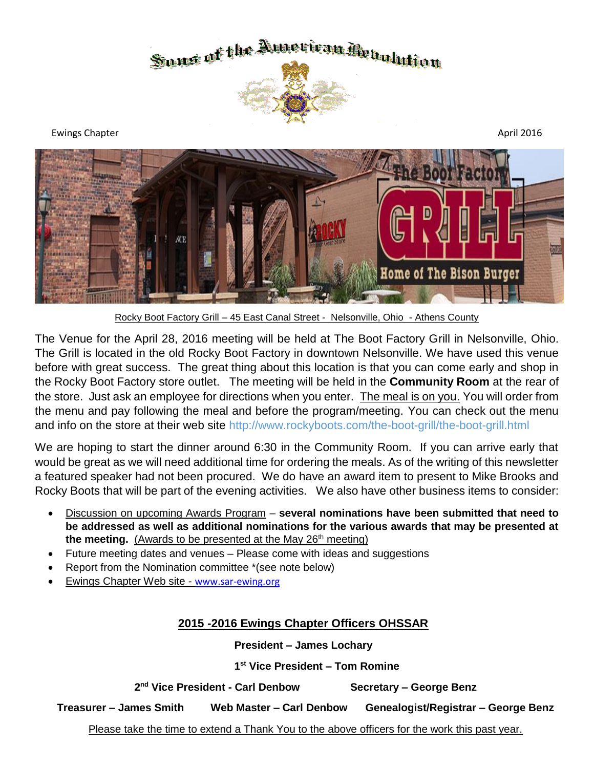# Sons of the American Revolution

Ewings Chapter

April 2016

Rocky Boot Factory Grill – 45 East Canal Street - Nelsonville, Ohio - Athens County

The Venue for the April 28, 2016 meeting will be held at The Boot Factory Grill in Nelsonville, Ohio. The Grill is located in the old Rocky Boot Factory in downtown Nelsonville. We have used this venue before with great success. The great thing about this location is that you can come early and shop in the Rocky Boot Factory store outlet. The meeting will be held in the **Community Room** at the rear of the store. Just ask an employee for directions when you enter. The meal is on you. You will order from the menu and pay following the meal and before the program/meeting. You can check out the menu and info on the store at their web site http://www.rockyboots.com/the-boot-grill/the-boot-grill.html

We are hoping to start the dinner around 6:30 in the Community Room. If you can arrive early that would be great as we will need additional time for ordering the meals. As of the writing of this newsletter a featured speaker had not been procured. We do have an award item to present to Mike Brooks and Rocky Boots that will be part of the evening activities. We also have other business items to consider:

- Discussion on upcoming Awards Program – **several nominations have been submitted that need to be addressed as well as additional nominations for the various awards that may be presented at the meeting.** (Awards to be presented at the May 26th meeting)
- Future meeting dates and venues – Please come with ideas and suggestions
- Report from the Nomination committee *(see note below)
- Ewings Chapter Web site - www.sar-ewing.org

## 2015 -2016 Ewings Chapter Officers OHSSAR

**President – James Lochary**

**1st Vice President – Tom Romine**

**2nd Vice President - Carl Denbow** **Secretary – George Benz**

**Treasurer – James Smith** **Web Master – Carl Denbow** **Genealogist/Registrar – George Benz**

Please take the time to extend a Thank You to the above officers for the work this past year.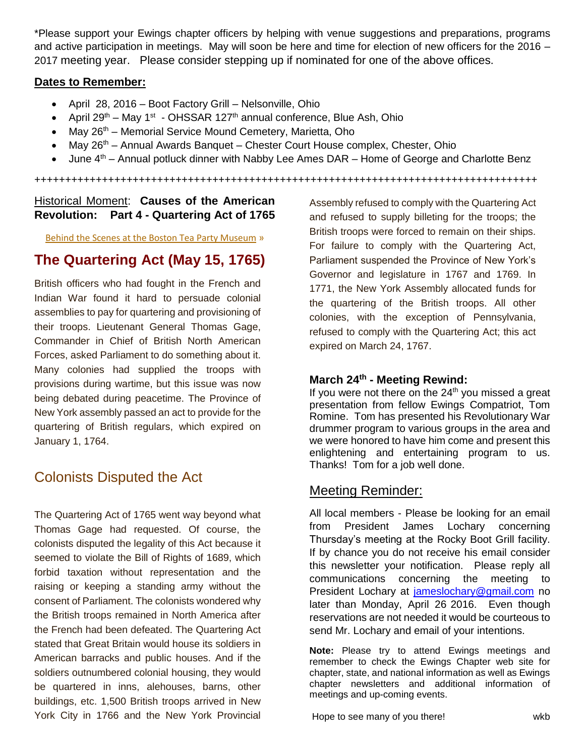*Please support your Ewings chapter officers by helping with venue suggestions and preparations, programs and active participation in meetings. May will soon be here and time for election of new officers for the 2016 – 2017 meeting year. Please consider stepping up if nominated for one of the above offices.

**Dates to Remember:**

- April 28, 2016 – Boot Factory Grill – Nelsonville, Ohio
- April 29th – May 1st - OHSSAR 127th annual conference, Blue Ash, Ohio
- May 26th – Memorial Service Mound Cemetery, Marietta, Oho
- May 26th – Annual Awards Banquet – Chester Court House complex, Chester, Ohio
- June 4th – Annual potluck dinner with Nabby Lee Ames DAR – Home of George and Charlotte Benz

++++++++++++++++++++++++++++++++++++++++++++++++++++++++++++++++++++++++++++++++++++

Historical Moment: **Causes of the American Revolution: Part 4 - Quartering Act of 1765**

Behind the Scenes at the Boston Tea Party Museum »

## The Quartering Act (May 15, 1765)

British officers who had fought in the French and Indian War found it hard to persuade colonial assemblies to pay for quartering and provisioning of their troops. Lieutenant General Thomas Gage, Commander in Chief of British North American Forces, asked Parliament to do something about it. Many colonies had supplied the troops with provisions during wartime, but this issue was now being debated during peacetime. The Province of New York assembly passed an act to provide for the quartering of British regulars, which expired on January 1, 1764.

## Colonists Disputed the Act

The Quartering Act of 1765 went way beyond what Thomas Gage had requested. Of course, the colonists disputed the legality of this Act because it seemed to violate the Bill of Rights of 1689, which forbid taxation without representation and the raising or keeping a standing army without the consent of Parliament. The colonists wondered why the British troops remained in North America after the French had been defeated. The Quartering Act stated that Great Britain would house its soldiers in American barracks and public houses. And if the soldiers outnumbered colonial housing, they would be quartered in inns, alehouses, barns, other buildings, etc. 1,500 British troops arrived in New York City in 1766 and the New York Provincial Assembly refused to comply with the Quartering Act and refused to supply billeting for the troops; the British troops were forced to remain on their ships. For failure to comply with the Quartering Act, Parliament suspended the Province of New York's Governor and legislature in 1767 and 1769. In 1771, the New York Assembly allocated funds for the quartering of the British troops. All other colonies, with the exception of Pennsylvania, refused to comply with the Quartering Act; this act expired on March 24, 1767.

### March 24th - Meeting Rewind:

If you were not there on the 24th you missed a great presentation from fellow Ewings Compatriot, Tom Romine. Tom has presented his Revolutionary War drummer program to various groups in the area and we were honored to have him come and present this enlightening and entertaining program to us. Thanks! Tom for a job well done.

## Meeting Reminder:

All local members - Please be looking for an email from President James Lochary concerning Thursday's meeting at the Rocky Boot Grill facility. If by chance you do not receive his email consider this newsletter your notification. Please reply all communications concerning the meeting to President Lochary at jameslochary@gmail.com no later than Monday, April 26 2016. Even though reservations are not needed it would be courteous to send Mr. Lochary and email of your intentions.

**Note:** Please try to attend Ewings meetings and remember to check the Ewings Chapter web site for chapter, state, and national information as well as Ewings chapter newsletters and additional information of meetings and up-coming events.

Hope to see many of you there! wkb